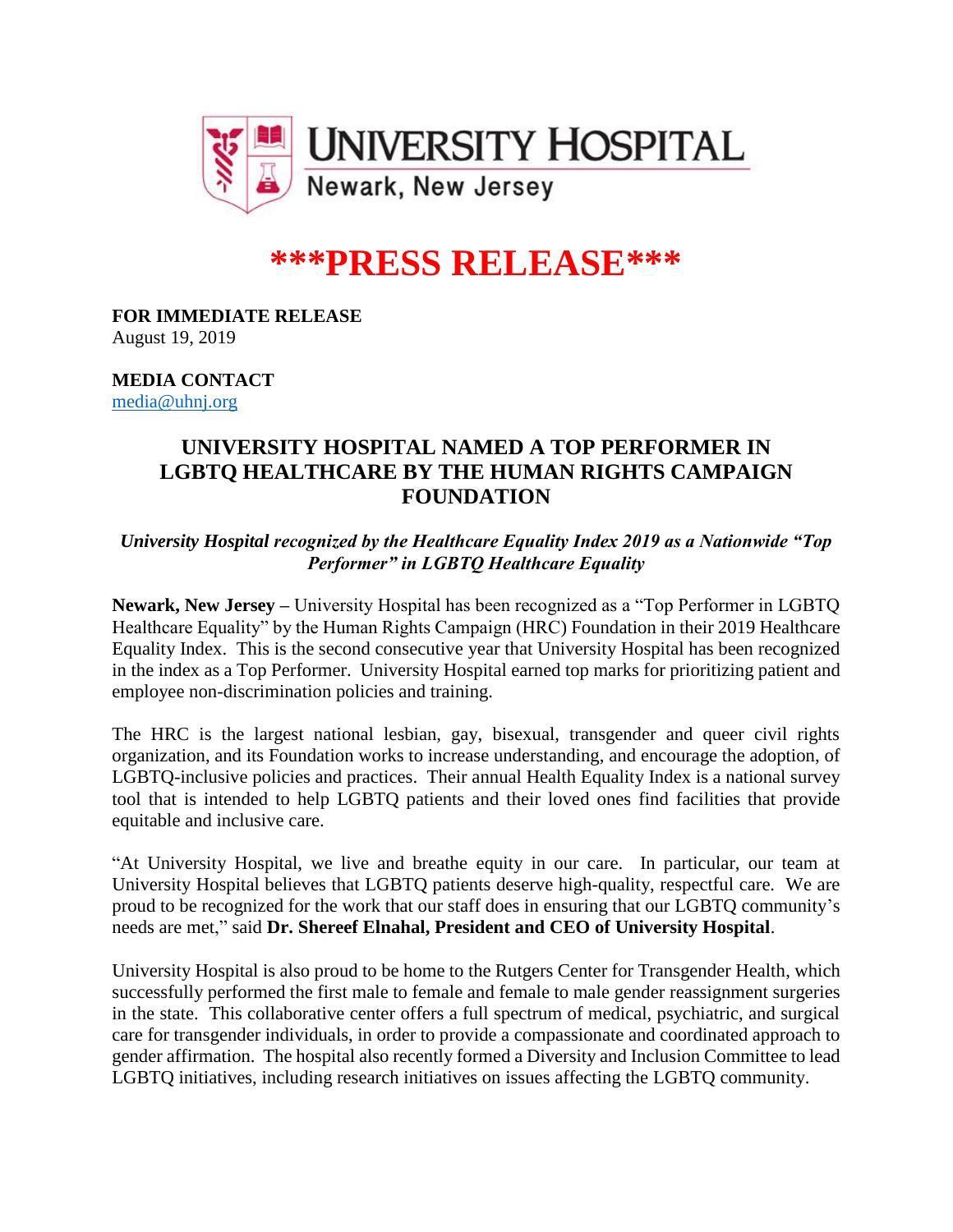UNIVERSITY HOSPITAL
Newark, New Jersey

# \*\*\*PRESS RELEASE\*\*\*

**FOR IMMEDIATE RELEASE**
August 19, 2019

**MEDIA CONTACT**
media@uhnj.org

## UNIVERSITY HOSPITAL NAMED A TOP PERFORMER IN LGBTQ HEALTHCARE BY THE HUMAN RIGHTS CAMPAIGN FOUNDATION

***University Hospital recognized by the Healthcare Equality Index 2019 as a Nationwide "Top Performer" in LGBTQ Healthcare Equality***

**Newark, New Jersey –** University Hospital has been recognized as a "Top Performer in LGBTQ Healthcare Equality" by the Human Rights Campaign (HRC) Foundation in their 2019 Healthcare Equality Index. This is the second consecutive year that University Hospital has been recognized in the index as a Top Performer. University Hospital earned top marks for prioritizing patient and employee non-discrimination policies and training.

The HRC is the largest national lesbian, gay, bisexual, transgender and queer civil rights organization, and its Foundation works to increase understanding, and encourage the adoption, of LGBTQ-inclusive policies and practices. Their annual Health Equality Index is a national survey tool that is intended to help LGBTQ patients and their loved ones find facilities that provide equitable and inclusive care.

"At University Hospital, we live and breathe equity in our care. In particular, our team at University Hospital believes that LGBTQ patients deserve high-quality, respectful care. We are proud to be recognized for the work that our staff does in ensuring that our LGBTQ community's needs are met," said **Dr. Shereef Elnahal, President and CEO of University Hospital**.

University Hospital is also proud to be home to the Rutgers Center for Transgender Health, which successfully performed the first male to female and female to male gender reassignment surgeries in the state. This collaborative center offers a full spectrum of medical, psychiatric, and surgical care for transgender individuals, in order to provide a compassionate and coordinated approach to gender affirmation. The hospital also recently formed a Diversity and Inclusion Committee to lead LGBTQ initiatives, including research initiatives on issues affecting the LGBTQ community.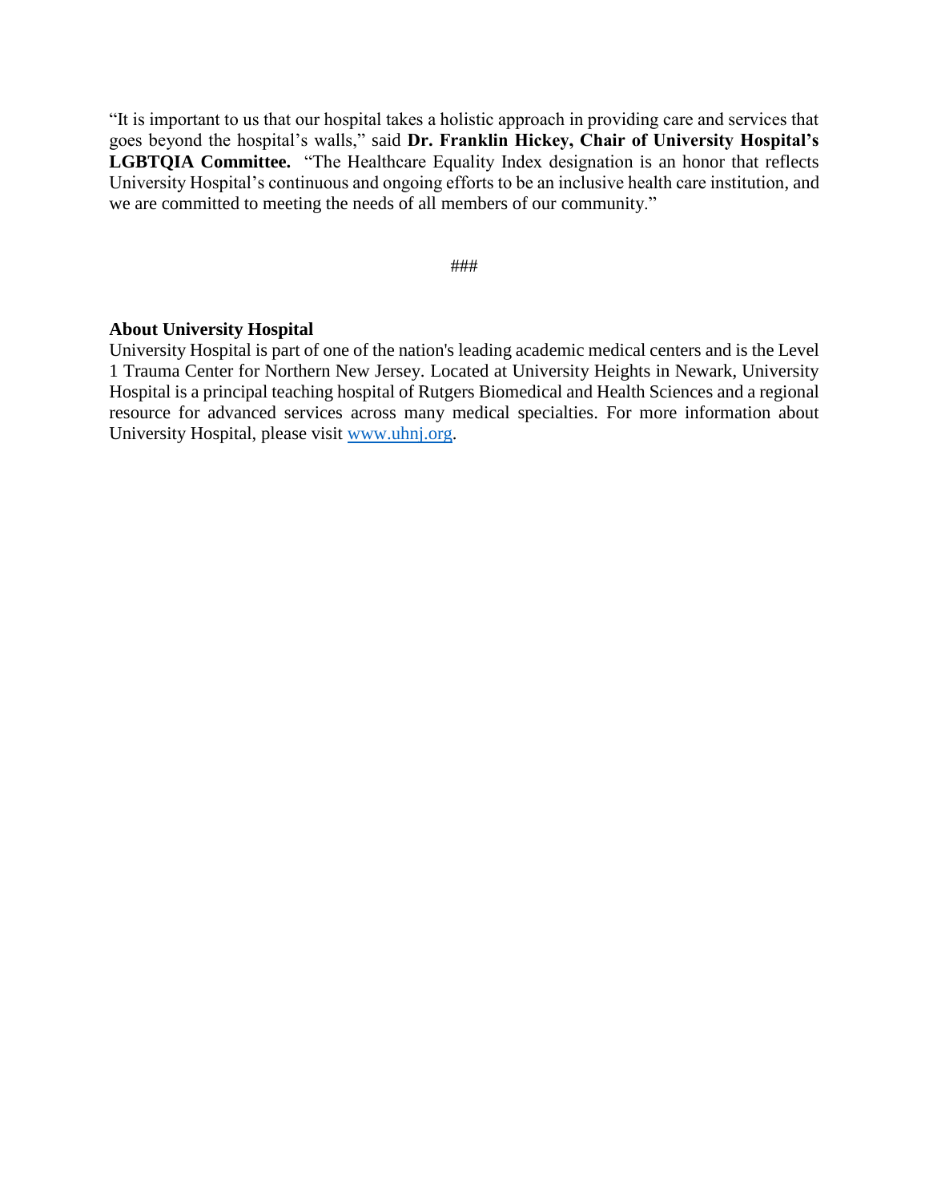"It is important to us that our hospital takes a holistic approach in providing care and services that goes beyond the hospital's walls," said **Dr. Franklin Hickey, Chair of University Hospital's LGBTQIA Committee.** "The Healthcare Equality Index designation is an honor that reflects University Hospital's continuous and ongoing efforts to be an inclusive health care institution, and we are committed to meeting the needs of all members of our community."

###

**About University Hospital**

University Hospital is part of one of the nation's leading academic medical centers and is the Level 1 Trauma Center for Northern New Jersey. Located at University Heights in Newark, University Hospital is a principal teaching hospital of Rutgers Biomedical and Health Sciences and a regional resource for advanced services across many medical specialties. For more information about University Hospital, please visit [www.uhnj.org](http://www.uhnj.org).